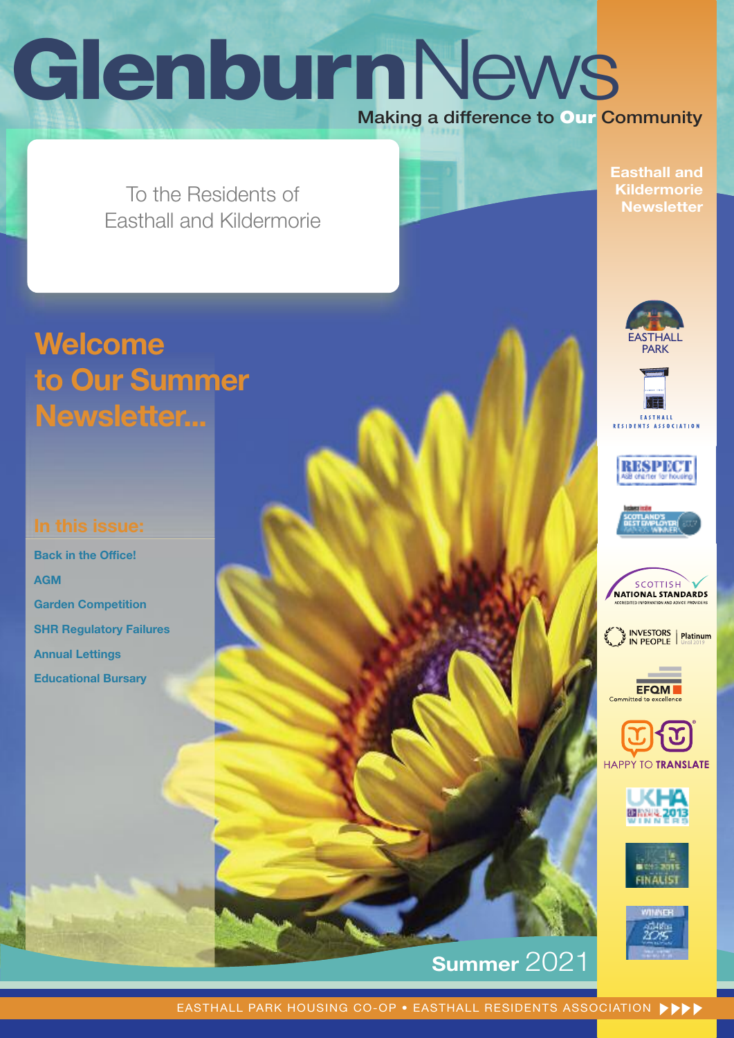# Glenburn News

Making a difference to Our Community

Easthall and Kildermorie Newsletter

To the Residents of
Easthall and Kildermorie

## Welcome to Our Summer Newsletter...

### In this issue:

- Back in the Office!
- AGM
- Garden Competition
- SHR Regulatory Failures
- Annual Lettings
- Educational Bursary

Summer 2021

EASTHALL PARK HOUSING CO-OP • EASTHALL RESIDENTS ASSOCIATION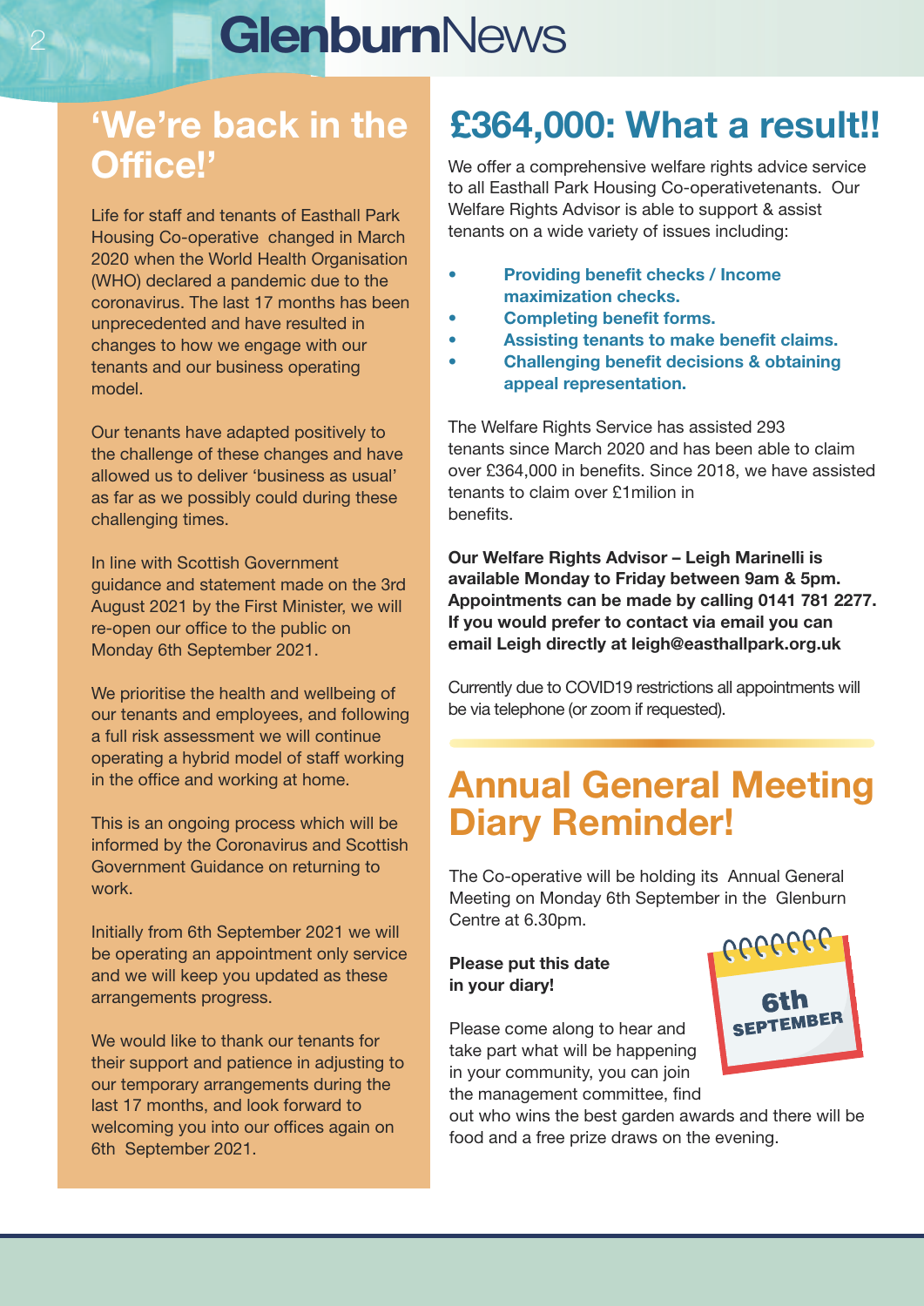## 'We're back in the Office!'

Life for staff and tenants of Easthall Park Housing Co-operative changed in March 2020 when the World Health Organisation (WHO) declared a pandemic due to the coronavirus. The last 17 months has been unprecedented and have resulted in changes to how we engage with our tenants and our business operating model.

Our tenants have adapted positively to the challenge of these changes and have allowed us to deliver 'business as usual' as far as we possibly could during these challenging times.

In line with Scottish Government guidance and statement made on the 3rd August 2021 by the First Minister, we will re-open our office to the public on Monday 6th September 2021.

We prioritise the health and wellbeing of our tenants and employees, and following a full risk assessment we will continue operating a hybrid model of staff working in the office and working at home.

This is an ongoing process which will be informed by the Coronavirus and Scottish Government Guidance on returning to work.

Initially from 6th September 2021 we will be operating an appointment only service and we will keep you updated as these arrangements progress.

We would like to thank our tenants for their support and patience in adjusting to our temporary arrangements during the last 17 months, and look forward to welcoming you into our offices again on 6th September 2021.

## £364,000: What a result!!

We offer a comprehensive welfare rights advice service to all Easthall Park Housing Co-operativetenants. Our Welfare Rights Advisor is able to support & assist tenants on a wide variety of issues including:

- **Providing benefit checks / Income maximization checks.**
- **Completing benefit forms.**
- **Assisting tenants to make benefit claims.**
- **Challenging benefit decisions & obtaining appeal representation.**

The Welfare Rights Service has assisted 293 tenants since March 2020 and has been able to claim over £364,000 in benefits. Since 2018, we have assisted tenants to claim over £1milion in benefits.

**Our Welfare Rights Advisor – Leigh Marinelli is available Monday to Friday between 9am & 5pm. Appointments can be made by calling 0141 781 2277. If you would prefer to contact via email you can email Leigh directly at leigh@easthallpark.org.uk**

Currently due to COVID19 restrictions all appointments will be via telephone (or zoom if requested).

## Annual General Meeting Diary Reminder!

The Co-operative will be holding its Annual General Meeting on Monday 6th September in the Glenburn Centre at 6.30pm.

**Please put this date in your diary!**

6th SEPTEMBER

Please come along to hear and take part what will be happening in your community, you can join the management committee, find out who wins the best garden awards and there will be food and a free prize draws on the evening.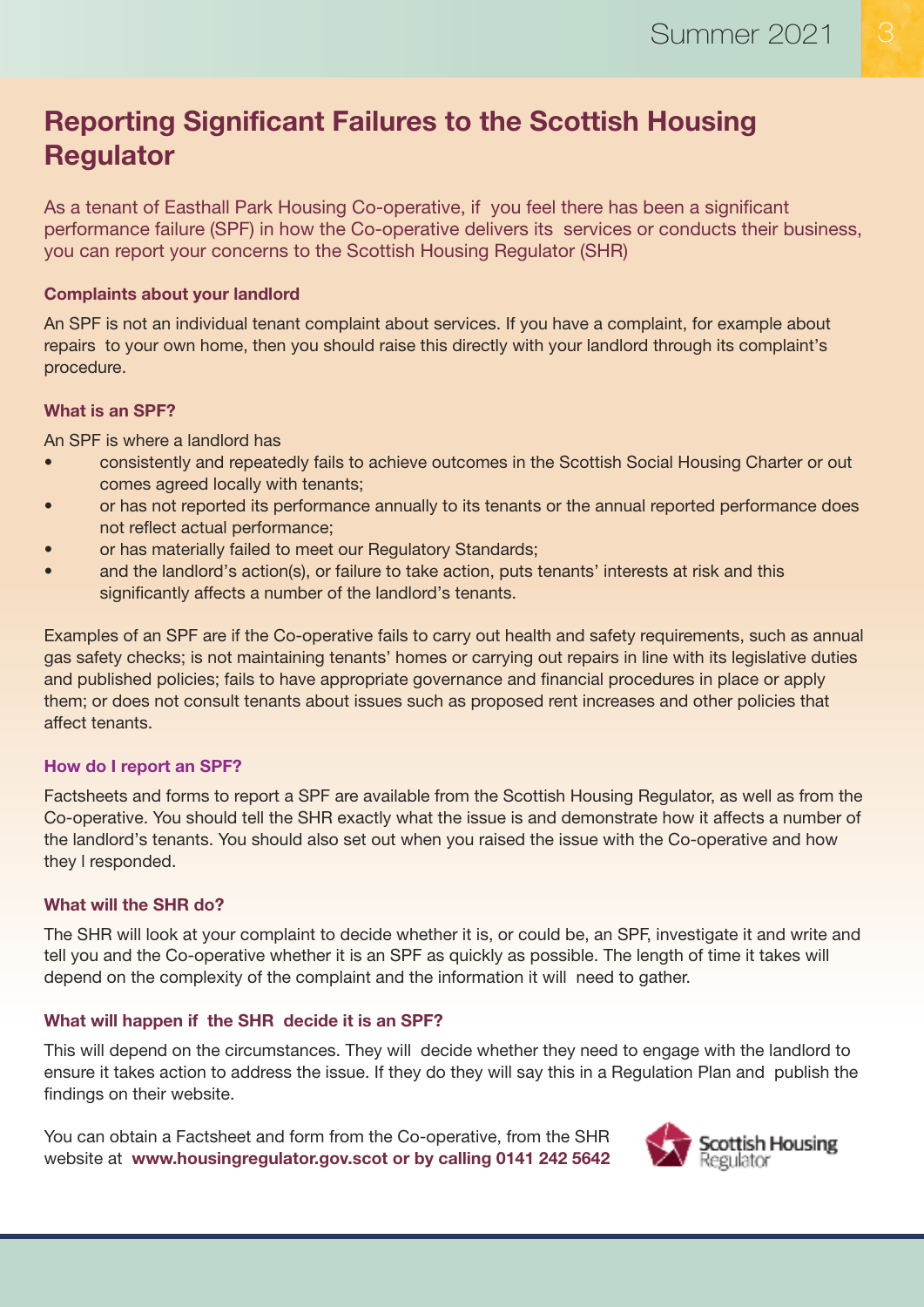# Reporting Significant Failures to the Scottish Housing Regulator

As a tenant of Easthall Park Housing Co-operative, if you feel there has been a significant performance failure (SPF) in how the Co-operative delivers its services or conducts their business, you can report your concerns to the Scottish Housing Regulator (SHR)

### Complaints about your landlord

An SPF is not an individual tenant complaint about services. If you have a complaint, for example about repairs to your own home, then you should raise this directly with your landlord through its complaint's procedure.

### What is an SPF?

An SPF is where a landlord has

- consistently and repeatedly fails to achieve outcomes in the Scottish Social Housing Charter or out comes agreed locally with tenants;
- or has not reported its performance annually to its tenants or the annual reported performance does not reflect actual performance;
- or has materially failed to meet our Regulatory Standards;
- and the landlord's action(s), or failure to take action, puts tenants' interests at risk and this significantly affects a number of the landlord's tenants.

Examples of an SPF are if the Co-operative fails to carry out health and safety requirements, such as annual gas safety checks; is not maintaining tenants' homes or carrying out repairs in line with its legislative duties and published policies; fails to have appropriate governance and financial procedures in place or apply them; or does not consult tenants about issues such as proposed rent increases and other policies that affect tenants.

### How do I report an SPF?

Factsheets and forms to report a SPF are available from the Scottish Housing Regulator, as well as from the Co-operative. You should tell the SHR exactly what the issue is and demonstrate how it affects a number of the landlord's tenants. You should also set out when you raised the issue with the Co-operative and how they l responded.

### What will the SHR do?

The SHR will look at your complaint to decide whether it is, or could be, an SPF, investigate it and write and tell you and the Co-operative whether it is an SPF as quickly as possible. The length of time it takes will depend on the complexity of the complaint and the information it will need to gather.

### What will happen if the SHR decide it is an SPF?

This will depend on the circumstances. They will decide whether they need to engage with the landlord to ensure it takes action to address the issue. If they do they will say this in a Regulation Plan and publish the findings on their website.

You can obtain a Factsheet and form from the Co-operative, from the SHR website at **www.housingregulator.gov.scot or by calling 0141 242 5642**

Scottish Housing Regulator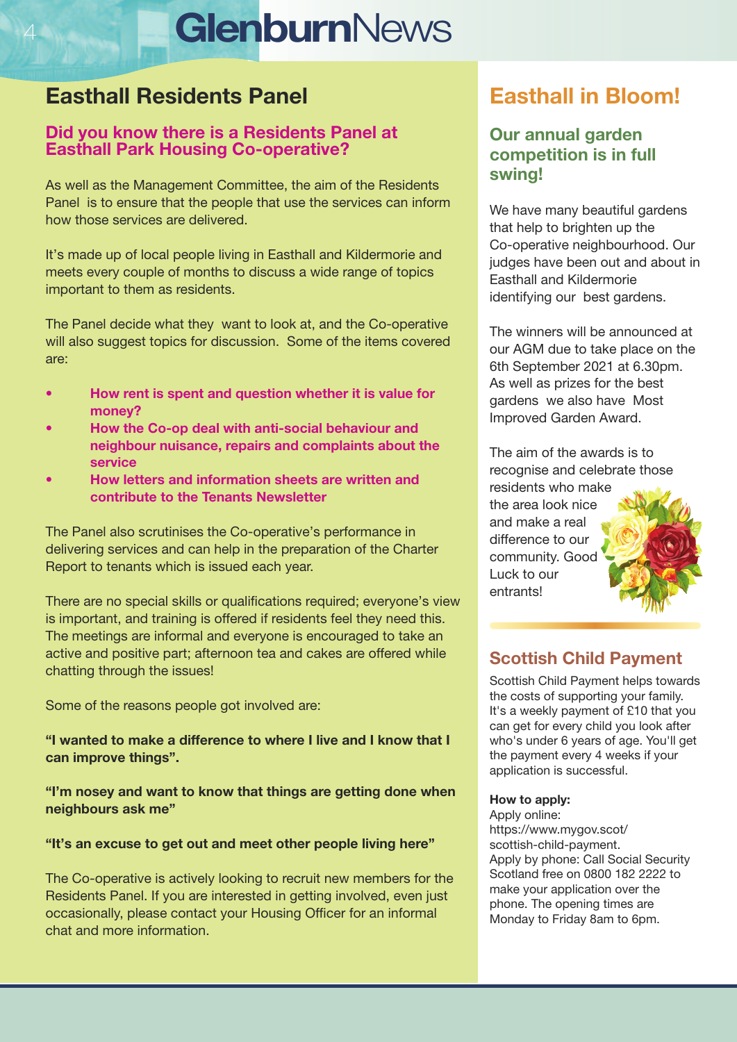## Easthall Residents Panel

### Did you know there is a Residents Panel at Easthall Park Housing Co-operative?

As well as the Management Committee, the aim of the Residents Panel is to ensure that the people that use the services can inform how those services are delivered.

It's made up of local people living in Easthall and Kildermorie and meets every couple of months to discuss a wide range of topics important to them as residents.

The Panel decide what they want to look at, and the Co-operative will also suggest topics for discussion. Some of the items covered are:

- **How rent is spent and question whether it is value for money?**
- **How the Co-op deal with anti-social behaviour and neighbour nuisance, repairs and complaints about the service**
- **How letters and information sheets are written and contribute to the Tenants Newsletter**

The Panel also scrutinises the Co-operative's performance in delivering services and can help in the preparation of the Charter Report to tenants which is issued each year.

There are no special skills or qualifications required; everyone's view is important, and training is offered if residents feel they need this. The meetings are informal and everyone is encouraged to take an active and positive part; afternoon tea and cakes are offered while chatting through the issues!

Some of the reasons people got involved are:

**"I wanted to make a difference to where I live and I know that I can improve things".**

**"I'm nosey and want to know that things are getting done when neighbours ask me"**

**"It's an excuse to get out and meet other people living here"**

The Co-operative is actively looking to recruit new members for the Residents Panel. If you are interested in getting involved, even just occasionally, please contact your Housing Officer for an informal chat and more information.

## Easthall in Bloom!

### Our annual garden competition is in full swing!

We have many beautiful gardens that help to brighten up the Co-operative neighbourhood. Our judges have been out and about in Easthall and Kildermorie identifying our best gardens.

The winners will be announced at our AGM due to take place on the 6th September 2021 at 6.30pm. As well as prizes for the best gardens we also have Most Improved Garden Award.

The aim of the awards is to recognise and celebrate those residents who make the area look nice and make a real difference to our community. Good Luck to our entrants!

## Scottish Child Payment

Scottish Child Payment helps towards the costs of supporting your family. It's a weekly payment of £10 that you can get for every child you look after who's under 6 years of age. You'll get the payment every 4 weeks if your application is successful.

**How to apply:**
Apply online: https://www.mygov.scot/scottish-child-payment.
Apply by phone: Call Social Security Scotland free on 0800 182 2222 to make your application over the phone. The opening times are Monday to Friday 8am to 6pm.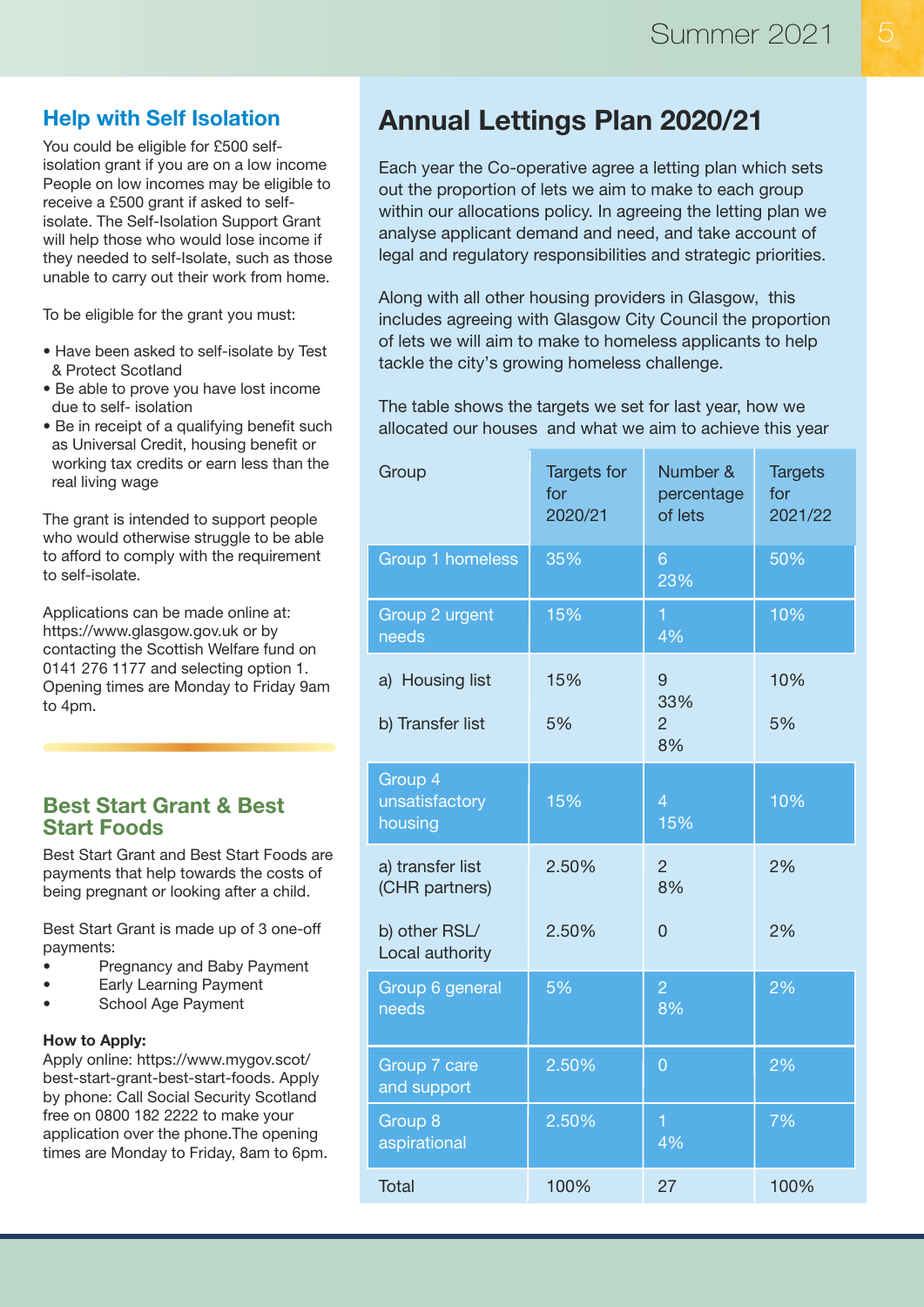## Help with Self Isolation

You could be eligible for £500 self-isolation grant if you are on a low income People on low incomes may be eligible to receive a £500 grant if asked to self-isolate. The Self-Isolation Support Grant will help those who would lose income if they needed to self-Isolate, such as those unable to carry out their work from home.

To be eligible for the grant you must:

- Have been asked to self-isolate by Test & Protect Scotland
- Be able to prove you have lost income due to self- isolation
- Be in receipt of a qualifying benefit such as Universal Credit, housing benefit or working tax credits or earn less than the real living wage

The grant is intended to support people who would otherwise struggle to be able to afford to comply with the requirement to self-isolate.

Applications can be made online at: https://www.glasgow.gov.uk or by contacting the Scottish Welfare fund on 0141 276 1177 and selecting option 1. Opening times are Monday to Friday 9am to 4pm.

## Best Start Grant & Best Start Foods

Best Start Grant and Best Start Foods are payments that help towards the costs of being pregnant or looking after a child.

Best Start Grant is made up of 3 one-off payments:

- Pregnancy and Baby Payment
- Early Learning Payment
- School Age Payment

**How to Apply:**
Apply online: https://www.mygov.scot/best-start-grant-best-start-foods. Apply by phone: Call Social Security Scotland free on 0800 182 2222 to make your application over the phone.The opening times are Monday to Friday, 8am to 6pm.

# Annual Lettings Plan 2020/21

Each year the Co-operative agree a letting plan which sets out the proportion of lets we aim to make to each group within our allocations policy. In agreeing the letting plan we analyse applicant demand and need, and take account of legal and regulatory responsibilities and strategic priorities.

Along with all other housing providers in Glasgow, this includes agreeing with Glasgow City Council the proportion of lets we will aim to make to homeless applicants to help tackle the city's growing homeless challenge.

The table shows the targets we set for last year, how we allocated our houses and what we aim to achieve this year

| Group | Targets for for 2020/21 | Number & percentage of lets | Targets for 2021/22 |
|---|---|---|---|
| Group 1 homeless | 35% | 6<br>23% | 50% |
| Group 2 urgent needs | 15% | 1<br>4% | 10% |
| a) Housing list | 15% | 9<br>33% | 10% |
| b) Transfer list | 5% | 2<br>8% | 5% |
| Group 4 unsatisfactory housing | 15% | 4<br>15% | 10% |
| a) transfer list (CHR partners) | 2.50% | 2<br>8% | 2% |
| b) other RSL/ Local authority | 2.50% | 0 | 2% |
| Group 6 general needs | 5% | 2<br>8% | 2% |
| Group 7 care and support | 2.50% | 0 | 2% |
| Group 8 aspirational | 2.50% | 1<br>4% | 7% |
| Total | 100% | 27 | 100% |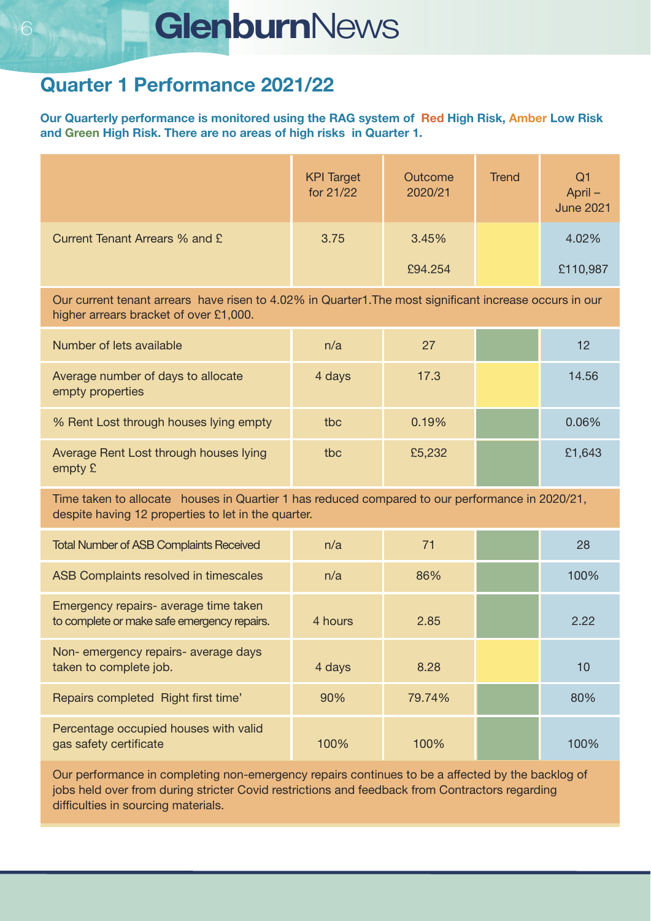## Quarter 1 Performance 2021/22

**Our Quarterly performance is monitored using the RAG system of Red High Risk, Amber Low Risk and Green High Risk. There are no areas of high risks in Quarter 1.**

| | KPI Target for 21/22 | Outcome 2020/21 | Trend | Q1 April – June 2021 |
|---|---|---|---|---|
| Current Tenant Arrears % and £ | 3.75 | 3.45% | | 4.02% |
| | | £94.254 | | £110,987 |
| Our current tenant arrears have risen to 4.02% in Quarter1.The most significant increase occurs in our higher arrears bracket of over £1,000. | | | | |
| Number of lets available | n/a | 27 | | 12 |
| Average number of days to allocate empty properties | 4 days | 17.3 | | 14.56 |
| % Rent Lost through houses lying empty | tbc | 0.19% | | 0.06% |
| Average Rent Lost through houses lying empty £ | tbc | £5,232 | | £1,643 |
| Time taken to allocate houses in Quartier 1 has reduced compared to our performance in 2020/21, despite having 12 properties to let in the quarter. | | | | |
| Total Number of ASB Complaints Received | n/a | 71 | | 28 |
| ASB Complaints resolved in timescales | n/a | 86% | | 100% |
| Emergency repairs- average time taken to complete or make safe emergency repairs. | 4 hours | 2.85 | | 2.22 |
| Non- emergency repairs- average days taken to complete job. | 4 days | 8.28 | | 10 |
| Repairs completed Right first time' | 90% | 79.74% | | 80% |
| Percentage occupied houses with valid gas safety certificate | 100% | 100% | | 100% |
| Our performance in completing non-emergency repairs continues to be a affected by the backlog of jobs held over from during stricter Covid restrictions and feedback from Contractors regarding difficulties in sourcing materials. | | | | |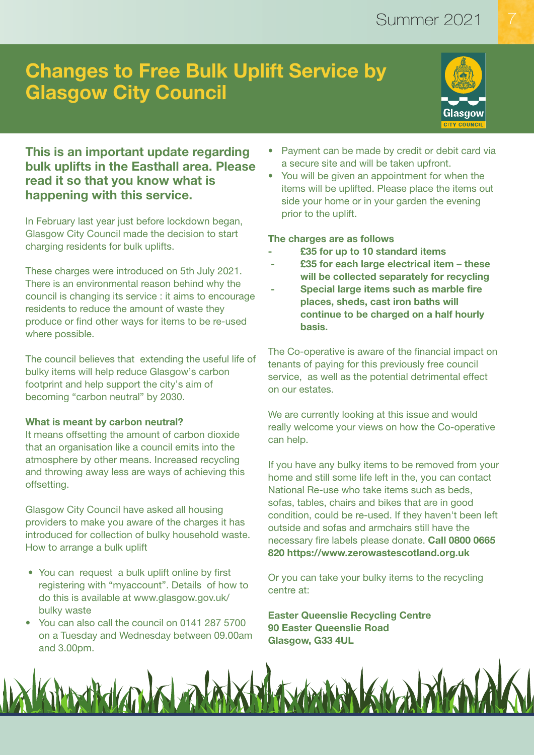# Changes to Free Bulk Uplift Service by Glasgow City Council

**This is an important update regarding bulk uplifts in the Easthall area. Please read it so that you know what is happening with this service.**

In February last year just before lockdown began, Glasgow City Council made the decision to start charging residents for bulk uplifts.

These charges were introduced on 5th July 2021. There is an environmental reason behind why the council is changing its service : it aims to encourage residents to reduce the amount of waste they produce or find other ways for items to be re-used where possible.

The council believes that extending the useful life of bulky items will help reduce Glasgow's carbon footprint and help support the city's aim of becoming "carbon neutral" by 2030.

**What is meant by carbon neutral?**
It means offsetting the amount of carbon dioxide that an organisation like a council emits into the atmosphere by other means. Increased recycling and throwing away less are ways of achieving this offsetting.

Glasgow City Council have asked all housing providers to make you aware of the charges it has introduced for collection of bulky household waste. How to arrange a bulk uplift

- You can request a bulk uplift online by first registering with "myaccount". Details of how to do this is available at www.glasgow.gov.uk/ bulky waste
- You can also call the council on 0141 287 5700 on a Tuesday and Wednesday between 09.00am and 3.00pm.
- Payment can be made by credit or debit card via a secure site and will be taken upfront.
- You will be given an appointment for when the items will be uplifted. Please place the items out side your home or in your garden the evening prior to the uplift.

**The charges are as follows**

- **£35 for up to 10 standard items**
- **£35 for each large electrical item – these will be collected separately for recycling**
- **Special large items such as marble fire places, sheds, cast iron baths will continue to be charged on a half hourly basis.**

The Co-operative is aware of the financial impact on tenants of paying for this previously free council service, as well as the potential detrimental effect on our estates.

We are currently looking at this issue and would really welcome your views on how the Co-operative can help.

If you have any bulky items to be removed from your home and still some life left in the, you can contact National Re-use who take items such as beds, sofas, tables, chairs and bikes that are in good condition, could be re-used. If they haven't been left outside and sofas and armchairs still have the necessary fire labels please donate. **Call 0800 0665 820 https://www.zerowastescotland.org.uk**

Or you can take your bulky items to the recycling centre at:

**Easter Queenslie Recycling Centre**
**90 Easter Queenslie Road**
**Glasgow, G33 4UL**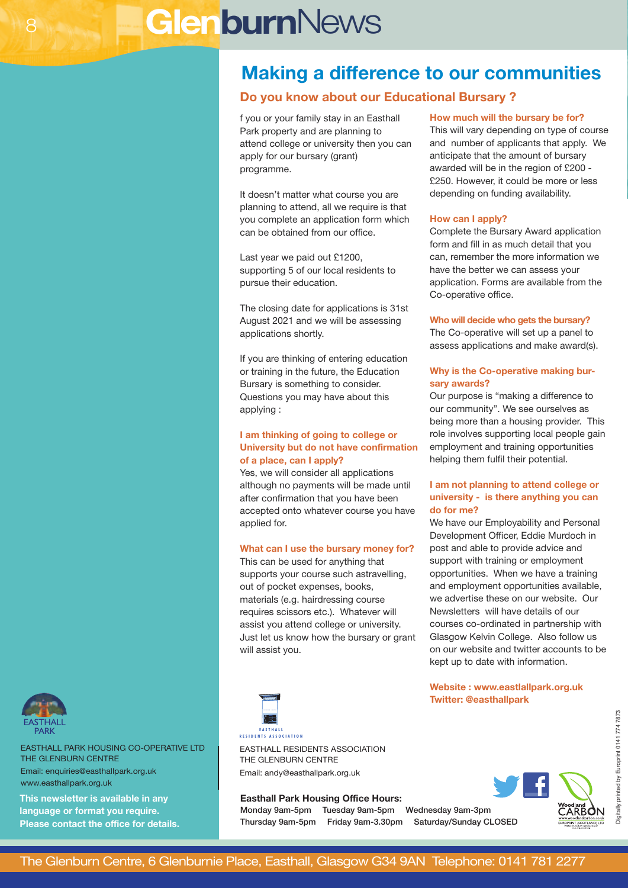# Making a difference to our communities

## Do you know about our Educational Bursary ?

f you or your family stay in an Easthall Park property and are planning to attend college or university then you can apply for our bursary (grant) programme.

It doesn't matter what course you are planning to attend, all we require is that you complete an application form which can be obtained from our office.

Last year we paid out £1200, supporting 5 of our local residents to pursue their education.

The closing date for applications is 31st August 2021 and we will be assessing applications shortly.

If you are thinking of entering education or training in the future, the Education Bursary is something to consider. Questions you may have about this applying :

### I am thinking of going to college or University but do not have confirmation of a place, can I apply?

Yes, we will consider all applications although no payments will be made until after confirmation that you have been accepted onto whatever course you have applied for.

### What can I use the bursary money for?

This can be used for anything that supports your course such astravelling, out of pocket expenses, books, materials (e.g. hairdressing course requires scissors etc.). Whatever will assist you attend college or university. Just let us know how the bursary or grant will assist you.

### How much will the bursary be for?

This will vary depending on type of course and number of applicants that apply. We anticipate that the amount of bursary awarded will be in the region of £200 - £250. However, it could be more or less depending on funding availability.

### How can I apply?

Complete the Bursary Award application form and fill in as much detail that you can, remember the more information we have the better we can assess your application. Forms are available from the Co-operative office.

### Who will decide who gets the bursary?

The Co-operative will set up a panel to assess applications and make award(s).

### Why is the Co-operative making bursary awards?

Our purpose is "making a difference to our community". We see ourselves as being more than a housing provider. This role involves supporting local people gain employment and training opportunities helping them fulfil their potential.

### I am not planning to attend college or university - is there anything you can do for me?

We have our Employability and Personal Development Officer, Eddie Murdoch in post and able to provide advice and support with training or employment opportunities. When we have a training and employment opportunities available, we advertise these on our website. Our Newsletters will have details of our courses co-ordinated in partnership with Glasgow Kelvin College. Also follow us on our website and twitter accounts to be kept up to date with information.

**Website : www.eastlallpark.org.uk**
**Twitter: @easthallpark**

EASTHALL PARK

EASTHALL PARK HOUSING CO-OPERATIVE LTD
THE GLENBURN CENTRE
Email: enquiries@easthallpark.org.uk
www.easthallpark.org.uk

**This newsletter is available in any language or format you require. Please contact the office for details.**

EASTHALL RESIDENTS ASSOCIATION

EASTHALL RESIDENTS ASSOCIATION
THE GLENBURN CENTRE
Email: andy@easthallpark.org.uk

**Easthall Park Housing Office Hours:**
**Monday 9am-5pm Tuesday 9am-5pm Wednesday 9am-3pm**
**Thursday 9am-5pm Friday 9am-3.30pm Saturday/Sunday CLOSED**

Woodland CARBON

Digitally printed by Europrint 0141 774 7873

The Glenburn Centre, 6 Glenburnie Place, Easthall, Glasgow G34 9AN Telephone: 0141 781 2277